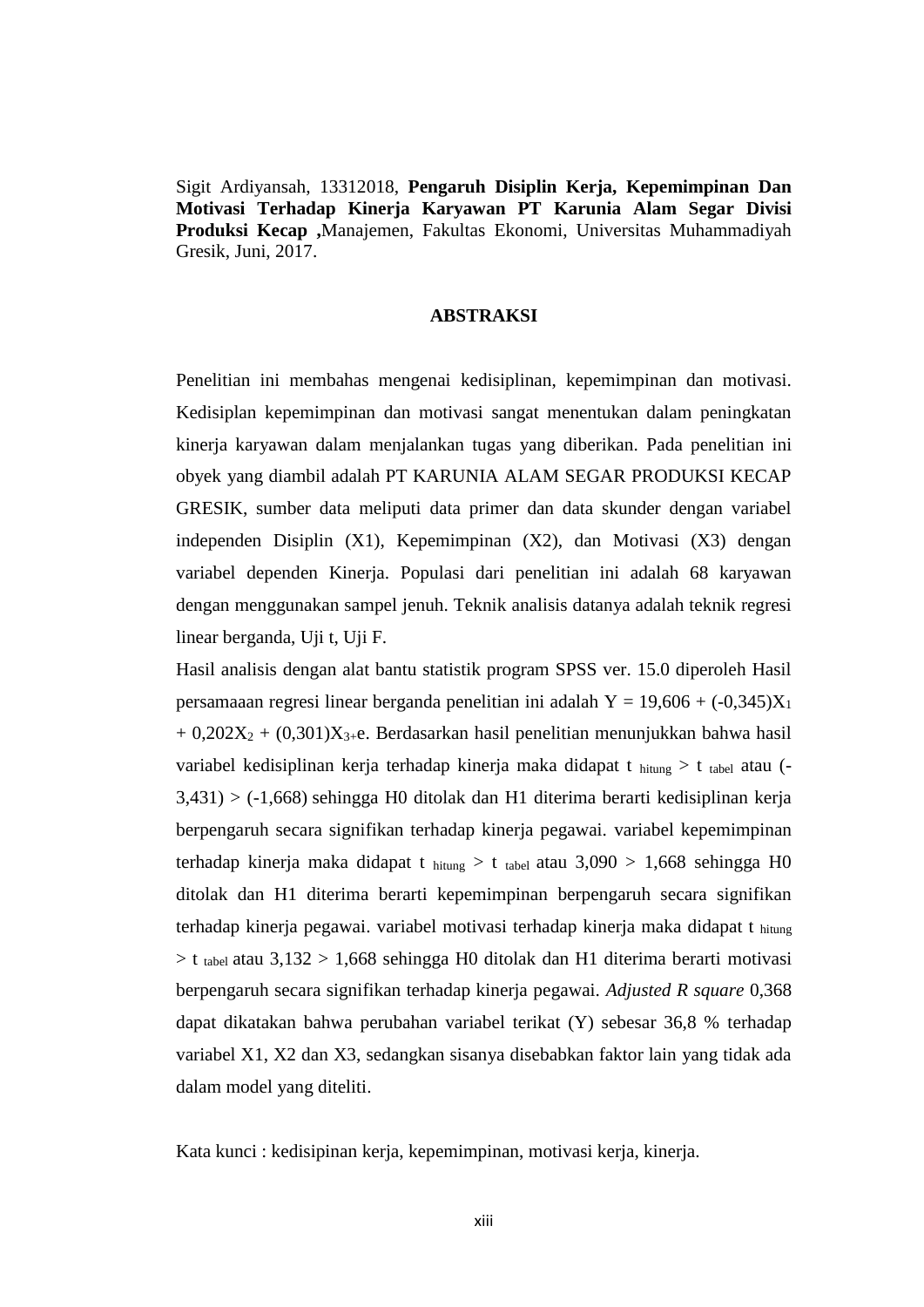Sigit Ardiyansah, 13312018, **Pengaruh Disiplin Kerja, Kepemimpinan Dan Motivasi Terhadap Kinerja Karyawan PT Karunia Alam Segar Divisi Produksi Kecap ,**Manajemen, Fakultas Ekonomi, Universitas Muhammadiyah Gresik, Juni, 2017.

## ABSTRAKSI

Penelitian ini membahas mengenai kedisiplinan, kepemimpinan dan motivasi. Kedisiplan kepemimpinan dan motivasi sangat menentukan dalam peningkatan kinerja karyawan dalam menjalankan tugas yang diberikan. Pada penelitian ini obyek yang diambil adalah PT KARUNIA ALAM SEGAR PRODUKSI KECAP GRESIK, sumber data meliputi data primer dan data skunder dengan variabel independen Disiplin (X1), Kepemimpinan (X2), dan Motivasi (X3) dengan variabel dependen Kinerja. Populasi dari penelitian ini adalah 68 karyawan dengan menggunakan sampel jenuh. Teknik analisis datanya adalah teknik regresi linear berganda, Uji t, Uji F.

Hasil analisis dengan alat bantu statistik program SPSS ver. 15.0 diperoleh Hasil persamaaan regresi linear berganda penelitian ini adalah $Y = 19{,}606 + (-0{,}345)X_1 + 0{,}202X_2 + (0{,}301)X_{3+}e$. Berdasarkan hasil penelitian menunjukkan bahwa hasil variabel kedisiplinan kerja terhadap kinerja maka didapat $t_{hitung} > t_{tabel}$ atau (-3,431) > (-1,668) sehingga H0 ditolak dan H1 diterima berarti kedisiplinan kerja berpengaruh secara signifikan terhadap kinerja pegawai. variabel kepemimpinan terhadap kinerja maka didapat $t_{hitung} > t_{tabel}$ atau 3,090 > 1,668 sehingga H0 ditolak dan H1 diterima berarti kepemimpinan berpengaruh secara signifikan terhadap kinerja pegawai. variabel motivasi terhadap kinerja maka didapat $t_{hitung} > t_{tabel}$ atau 3,132 > 1,668 sehingga H0 ditolak dan H1 diterima berarti motivasi berpengaruh secara signifikan terhadap kinerja pegawai. *Adjusted R square* 0,368 dapat dikatakan bahwa perubahan variabel terikat (Y) sebesar 36,8 % terhadap variabel X1, X2 dan X3, sedangkan sisanya disebabkan faktor lain yang tidak ada dalam model yang diteliti.

Kata kunci : kedisipinan kerja, kepemimpinan, motivasi kerja, kinerja.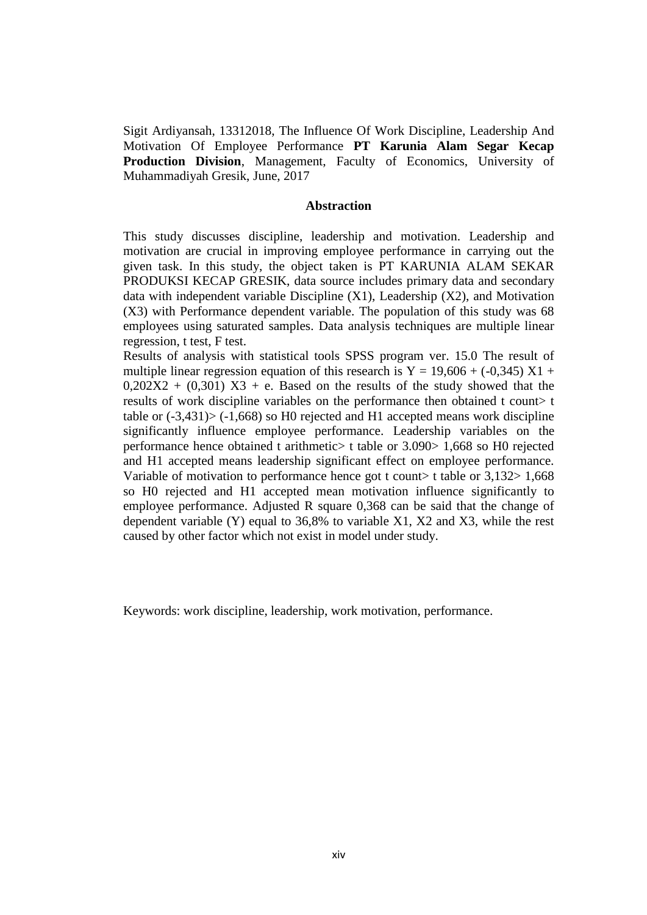Sigit Ardiyansah, 13312018, The Influence Of Work Discipline, Leadership And Motivation Of Employee Performance **PT Karunia Alam Segar Kecap Production Division**, Management, Faculty of Economics, University of Muhammadiyah Gresik, June, 2017

## Abstraction

This study discusses discipline, leadership and motivation. Leadership and motivation are crucial in improving employee performance in carrying out the given task. In this study, the object taken is PT KARUNIA ALAM SEKAR PRODUKSI KECAP GRESIK, data source includes primary data and secondary data with independent variable Discipline (X1), Leadership (X2), and Motivation (X3) with Performance dependent variable. The population of this study was 68 employees using saturated samples. Data analysis techniques are multiple linear regression, t test, F test.

Results of analysis with statistical tools SPSS program ver. 15.0 The result of multiple linear regression equation of this research is $Y = 19{,}606 + (-0{,}345)\ X1 + 0{,}202X2 + (0{,}301)\ X3 + e$. Based on the results of the study showed that the results of work discipline variables on the performance then obtained t count> t table or (-3,431)> (-1,668) so H0 rejected and H1 accepted means work discipline significantly influence employee performance. Leadership variables on the performance hence obtained t arithmetic> t table or 3.090> 1,668 so H0 rejected and H1 accepted means leadership significant effect on employee performance. Variable of motivation to performance hence got t count> t table or 3,132> 1,668 so H0 rejected and H1 accepted mean motivation influence significantly to employee performance. Adjusted R square 0,368 can be said that the change of dependent variable (Y) equal to 36,8% to variable X1, X2 and X3, while the rest caused by other factor which not exist in model under study.

Keywords: work discipline, leadership, work motivation, performance.